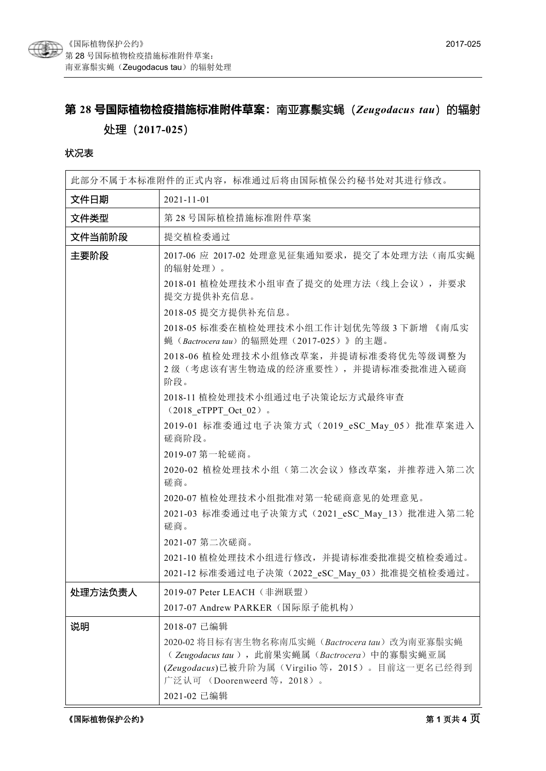# 第 28 号国际植物检疫措施标准附件草案：南亚寡鬃实蝇（*Zeugodacus tau*）的辐射处理（2017-025）

## 状况表

| 此部分不属于本标准附件的正式内容，标准通过后将由国际植保公约秘书处对其进行修改。 | |
|---|---|
| **文件日期** | 2021-11-01 |
| **文件类型** | 第 28 号国际植检措施标准附件草案 |
| **文件当前阶段** | 提交植检委通过 |
| **主要阶段** | 2017-06 应 2017-02 处理意见征集通知要求，提交了本处理方法（南瓜实蝇的辐射处理）。<br>2018-01 植检处理技术小组审查了提交的处理方法（线上会议），并要求提交方提供补充信息。<br>2018-05 提交方提供补充信息。<br>2018-05 标准委在植检处理技术小组工作计划优先等级 3 下新增《南瓜实蝇（*Bactrocera tau*）的辐照处理（2017-025）》的主题。<br>2018-06 植检处理技术小组修改草案，并提请标准委将优先等级调整为 2 级（考虑该有害生物造成的经济重要性），并提请标准委批准进入磋商阶段。<br>2018-11 植检处理技术小组通过电子决策论坛方式最终审查（2018_eTPPT_Oct_02）。<br>2019-01 标准委通过电子决策方式（2019_eSC_May_05）批准草案进入磋商阶段。<br>2019-07 第一轮磋商。<br>2020-02 植检处理技术小组（第二次会议）修改草案，并推荐进入第二次磋商。<br>2020-07 植检处理技术小组批准对第一轮磋商意见的处理意见。<br>2021-03 标准委通过电子决策方式（2021_eSC_May_13）批准进入第二轮磋商。<br>2021-07 第二次磋商。<br>2021-10 植检处理技术小组进行修改，并提请标准委批准提交植检委通过。<br>2021-12 标准委通过电子决策（2022_eSC_May_03）批准提交植检委通过。 |
| **处理方法负责人** | 2019-07 Peter LEACH（非洲联盟）<br>2017-07 Andrew PARKER（国际原子能机构） |
| **说明** | 2018-07 已编辑<br>2020-02 将目标有害生物名称南瓜实蝇（*Bactrocera tau*）改为南亚寡鬃实蝇（*Zeugodacus tau*），此前果实蝇属（*Bactrocera*）中的寡鬃实蝇亚属 (*Zeugodacus*)已被升阶为属（Virgilio 等，2015）。目前这一更名已经得到广泛认可（Doorenweerd 等，2018）。<br>2021-02 已编辑 |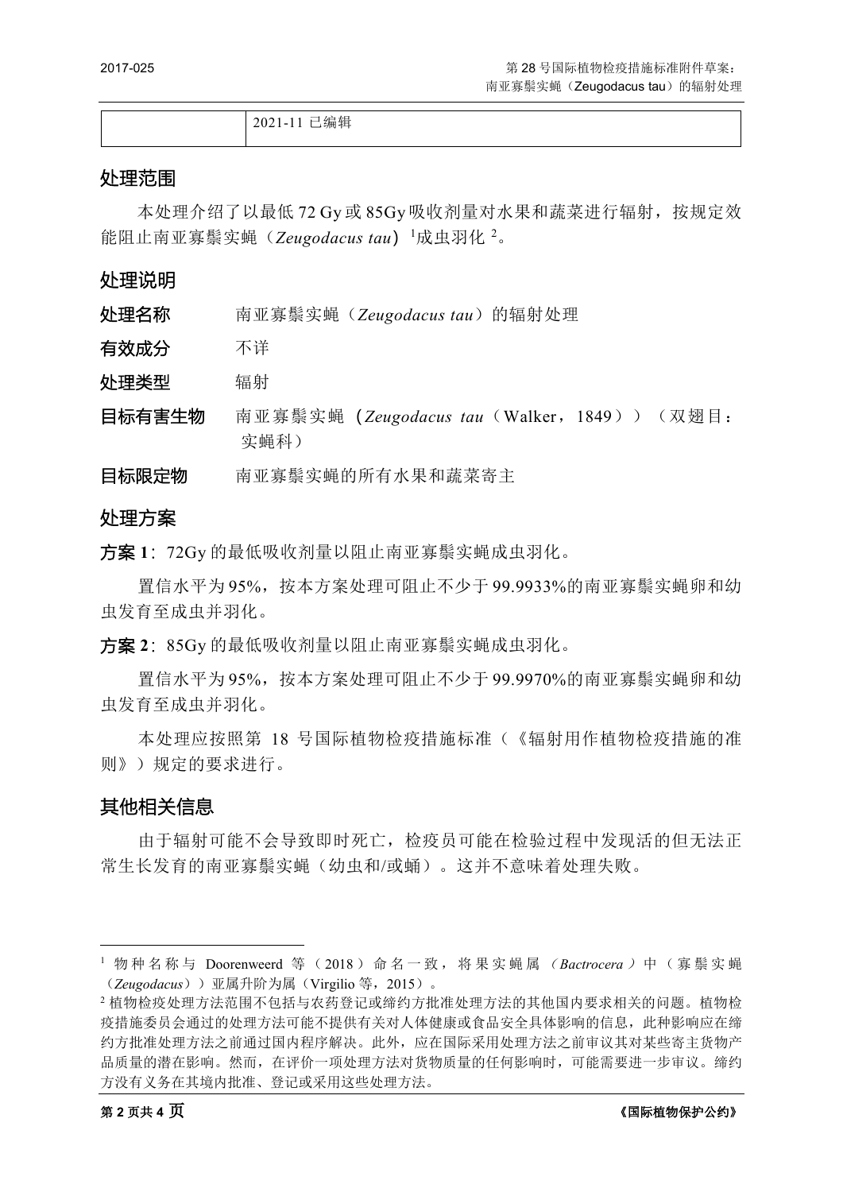|  | 2021-11 已编辑 |
| --- | --- |

## 处理范围

本处理介绍了以最低 72 Gy 或 85Gy 吸收剂量对水果和蔬菜进行辐射，按规定效能阻止南亚寡鬃实蝇（*Zeugodacus tau*）[1]成虫羽化[2]。

## 处理说明

**处理名称** 南亚寡鬃实蝇（*Zeugodacus tau*）的辐射处理

**有效成分** 不详

**处理类型** 辐射

**目标有害生物** 南亚寡鬃实蝇（*Zeugodacus tau*（Walker，1849））（双翅目：实蝇科）

**目标限定物** 南亚寡鬃实蝇的所有水果和蔬菜寄主

## 处理方案

**方案 1**：72Gy 的最低吸收剂量以阻止南亚寡鬃实蝇成虫羽化。

置信水平为 95%，按本方案处理可阻止不少于 99.9933%的南亚寡鬃实蝇卵和幼虫发育至成虫并羽化。

**方案 2**：85Gy 的最低吸收剂量以阻止南亚寡鬃实蝇成虫羽化。

置信水平为 95%，按本方案处理可阻止不少于 99.9970%的南亚寡鬃实蝇卵和幼虫发育至成虫并羽化。

本处理应按照第 18 号国际植物检疫措施标准（《辐射用作植物检疫措施的准则》）规定的要求进行。

## 其他相关信息

由于辐射可能不会导致即时死亡，检疫员可能在检验过程中发现活的但无法正常生长发育的南亚寡鬃实蝇（幼虫和/或蛹）。这并不意味着处理失败。

---

[1] 物种名称与 Doorenweerd 等（2018）命名一致，将果实蝇属（*Bactrocera*）中（寡鬃实蝇（*Zeugodacus*））亚属升阶为属（Virgilio 等，2015）。

[2] 植物检疫处理方法范围不包括与农药登记或缔约方批准处理方法的其他国内要求相关的问题。植物检疫措施委员会通过的处理方法可能不提供有关对人体健康或食品安全具体影响的信息，此种影响应在缔约方批准处理方法之前通过国内程序解决。此外，应在国际采用处理方法之前审议其对某些寄主货物产品质量的潜在影响。然而，在评价一项处理方法对货物质量的任何影响时，可能需要进一步审议。缔约方没有义务在其境内批准、登记或采用这些处理方法。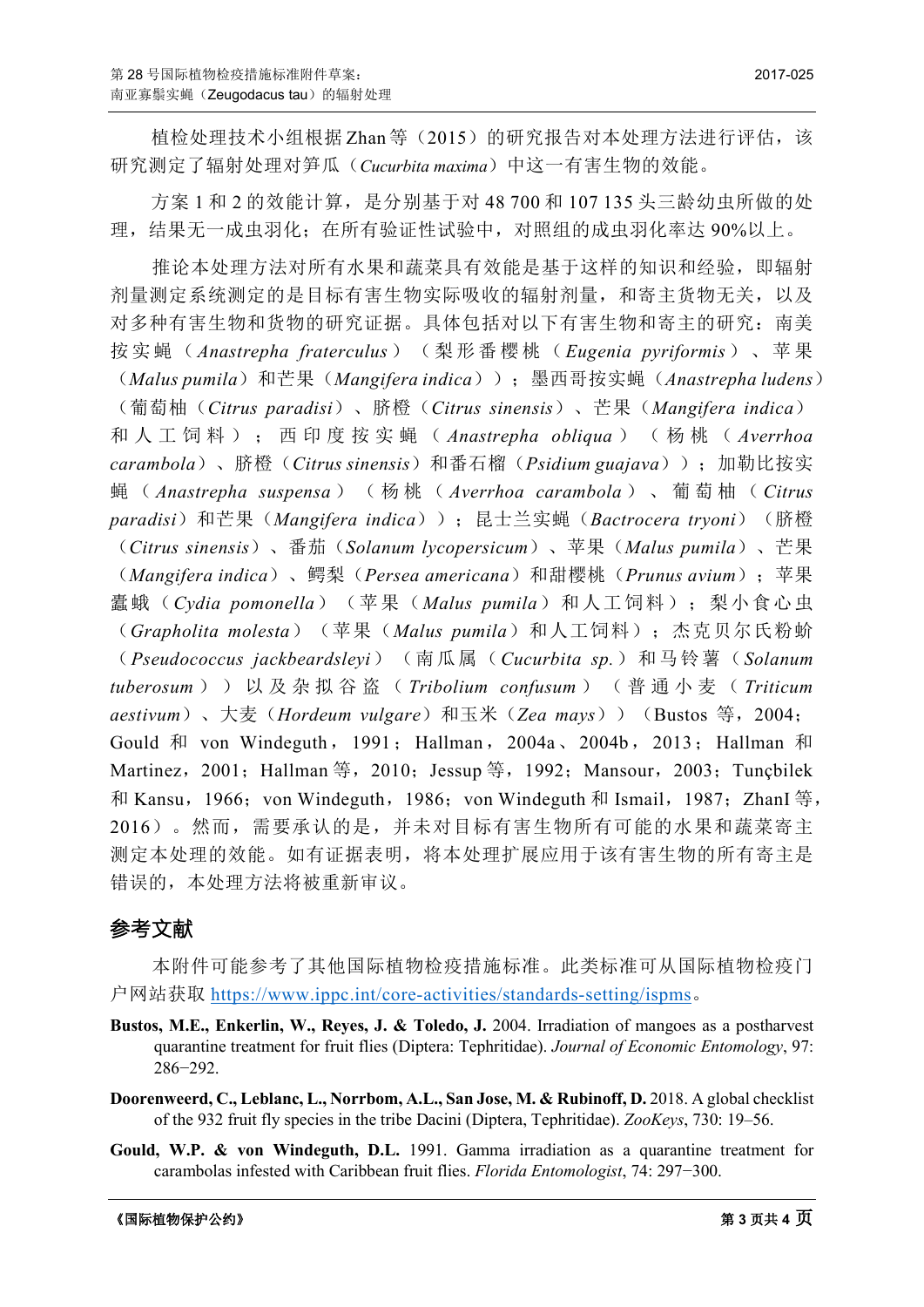植检处理技术小组根据Zhan等（2015）的研究报告对本处理方法进行评估，该研究测定了辐射处理对笋瓜（*Cucurbita maxima*）中这一有害生物的效能。

方案1和2的效能计算，是分别基于对48 700和107 135头三龄幼虫所做的处理，结果无一成虫羽化；在所有验证性试验中，对照组的成虫羽化率达90%以上。

推论本处理方法对所有水果和蔬菜具有效能是基于这样的知识和经验，即辐射剂量测定系统测定的是目标有害生物实际吸收的辐射剂量，和寄主货物无关，以及对多种有害生物和货物的研究证据。具体包括对以下有害生物和寄主的研究：南美按实蝇（*Anastrepha fraterculus*）（梨形番樱桃（*Eugenia pyriformis*）、苹果（*Malus pumila*）和芒果（*Mangifera indica*））；墨西哥按实蝇（*Anastrepha ludens*）（葡萄柚（*Citrus paradisi*）、脐橙（*Citrus sinensis*）、芒果（*Mangifera indica*）和人工饲料）；西印度按实蝇（*Anastrepha obliqua*）（杨桃（*Averrhoa carambola*）、脐橙（*Citrus sinensis*）和番石榴（*Psidium guajava*））；加勒比按实蝇（*Anastrepha suspensa*）（杨桃（*Averrhoa carambola*）、葡萄柚（*Citrus paradisi*）和芒果（*Mangifera indica*））；昆士兰实蝇（*Bactrocera tryoni*）（脐橙（*Citrus sinensis*）、番茄（*Solanum lycopersicum*）、苹果（*Malus pumila*）、芒果（*Mangifera indica*）、鳄梨（*Persea americana*）和甜樱桃（*Prunus avium*）；苹果蠹蛾（*Cydia pomonella*）（苹果（*Malus pumila*）和人工饲料）；梨小食心虫（*Grapholita molesta*）（苹果（*Malus pumila*）和人工饲料）；杰克贝尔氏粉蚧（*Pseudococcus jackbeardsleyi*）（南瓜属（*Cucurbita sp.*）和马铃薯（*Solanum tuberosum*））以及杂拟谷盗（*Tribolium confusum*）（普通小麦（*Triticum aestivum*）、大麦（*Hordeum vulgare*）和玉米（*Zea mays*））（Bustos 等，2004；Gould 和 von Windeguth，1991；Hallman，2004a、2004b，2013；Hallman 和 Martinez，2001；Hallman 等，2010；Jessup 等，1992；Mansour，2003；Tunçbilek 和 Kansu，1966；von Windeguth，1986；von Windeguth 和 Ismail，1987；ZhanI 等，2016）。然而，需要承认的是，并未对目标有害生物所有可能的水果和蔬菜寄主测定本处理的效能。如有证据表明，将本处理扩展应用于该有害生物的所有寄主是错误的，本处理方法将被重新审议。

## 参考文献

本附件可能参考了其他国际植物检疫措施标准。此类标准可从国际植物检疫门户网站获取 https://www.ippc.int/core-activities/standards-setting/ispms。

**Bustos, M.E., Enkerlin, W., Reyes, J. & Toledo, J.** 2004. Irradiation of mangoes as a postharvest quarantine treatment for fruit flies (Diptera: Tephritidae). *Journal of Economic Entomology*, 97: 286−292.

**Doorenweerd, C., Leblanc, L., Norrbom, A.L., San Jose, M. & Rubinoff, D.** 2018. A global checklist of the 932 fruit fly species in the tribe Dacini (Diptera, Tephritidae). *ZooKeys*, 730: 19–56.

**Gould, W.P. & von Windeguth, D.L.** 1991. Gamma irradiation as a quarantine treatment for carambolas infested with Caribbean fruit flies. *Florida Entomologist*, 74: 297−300.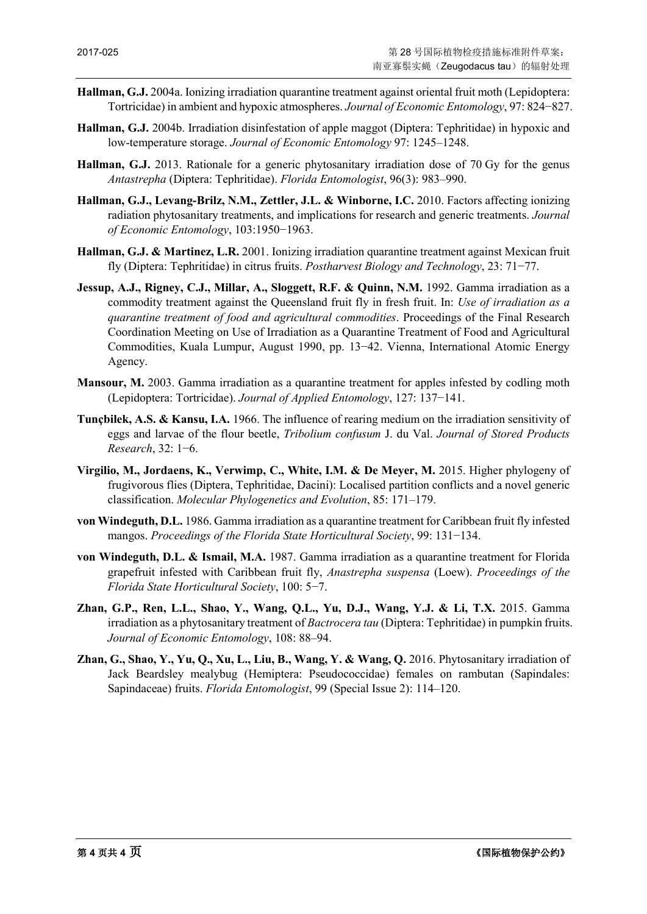**Hallman, G.J.** 2004a. Ionizing irradiation quarantine treatment against oriental fruit moth (Lepidoptera: Tortricidae) in ambient and hypoxic atmospheres. *Journal of Economic Entomology*, 97: 824−827.

**Hallman, G.J.** 2004b. Irradiation disinfestation of apple maggot (Diptera: Tephritidae) in hypoxic and low-temperature storage. *Journal of Economic Entomology* 97: 1245–1248.

**Hallman, G.J.** 2013. Rationale for a generic phytosanitary irradiation dose of 70 Gy for the genus *Antastrepha* (Diptera: Tephritidae). *Florida Entomologist*, 96(3): 983–990.

**Hallman, G.J., Levang-Brilz, N.M., Zettler, J.L. & Winborne, I.C.** 2010. Factors affecting ionizing radiation phytosanitary treatments, and implications for research and generic treatments. *Journal of Economic Entomology*, 103:1950−1963.

**Hallman, G.J. & Martinez, L.R.** 2001. Ionizing irradiation quarantine treatment against Mexican fruit fly (Diptera: Tephritidae) in citrus fruits. *Postharvest Biology and Technology*, 23: 71−77.

**Jessup, A.J., Rigney, C.J., Millar, A., Sloggett, R.F. & Quinn, N.M.** 1992. Gamma irradiation as a commodity treatment against the Queensland fruit fly in fresh fruit. In: *Use of irradiation as a quarantine treatment of food and agricultural commodities*. Proceedings of the Final Research Coordination Meeting on Use of Irradiation as a Quarantine Treatment of Food and Agricultural Commodities, Kuala Lumpur, August 1990, pp. 13−42. Vienna, International Atomic Energy Agency.

**Mansour, M.** 2003. Gamma irradiation as a quarantine treatment for apples infested by codling moth (Lepidoptera: Tortricidae). *Journal of Applied Entomology*, 127: 137−141.

**Tunçbilek, A.S. & Kansu, I.A.** 1966. The influence of rearing medium on the irradiation sensitivity of eggs and larvae of the flour beetle, *Tribolium confusum* J. du Val. *Journal of Stored Products Research*, 32: 1−6.

**Virgilio, M., Jordaens, K., Verwimp, C., White, I.M. & De Meyer, M.** 2015. Higher phylogeny of frugivorous flies (Diptera, Tephritidae, Dacini): Localised partition conflicts and a novel generic classification. *Molecular Phylogenetics and Evolution*, 85: 171–179.

**von Windeguth, D.L.** 1986. Gamma irradiation as a quarantine treatment for Caribbean fruit fly infested mangos. *Proceedings of the Florida State Horticultural Society*, 99: 131−134.

**von Windeguth, D.L. & Ismail, M.A.** 1987. Gamma irradiation as a quarantine treatment for Florida grapefruit infested with Caribbean fruit fly, *Anastrepha suspensa* (Loew). *Proceedings of the Florida State Horticultural Society*, 100: 5−7.

**Zhan, G.P., Ren, L.L., Shao, Y., Wang, Q.L., Yu, D.J., Wang, Y.J. & Li, T.X.** 2015. Gamma irradiation as a phytosanitary treatment of *Bactrocera tau* (Diptera: Tephritidae) in pumpkin fruits. *Journal of Economic Entomology*, 108: 88–94.

**Zhan, G., Shao, Y., Yu, Q., Xu, L., Liu, B., Wang, Y. & Wang, Q.** 2016. Phytosanitary irradiation of Jack Beardsley mealybug (Hemiptera: Pseudococcidae) females on rambutan (Sapindales: Sapindaceae) fruits. *Florida Entomologist*, 99 (Special Issue 2): 114–120.